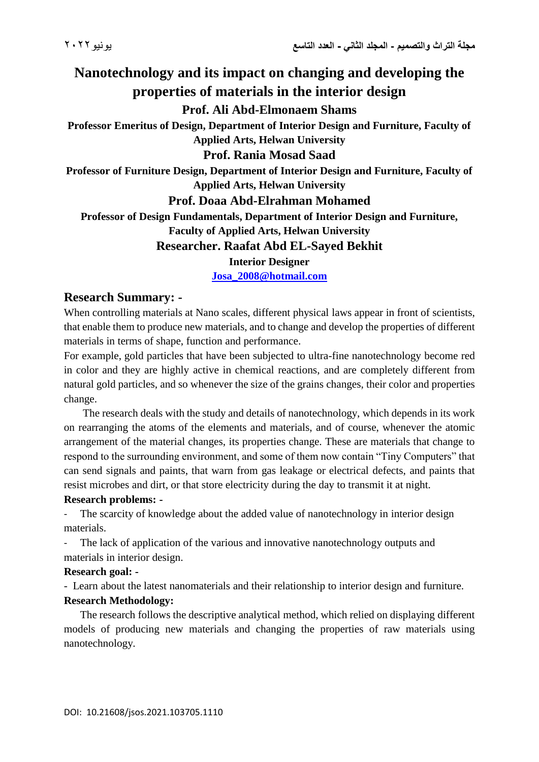# Nanotechnology and its impact on changing and developing the properties of materials in the interior design

**Prof. Ali Abd-Elmonaem Shams**

**Professor Emeritus of Design, Department of Interior Design and Furniture, Faculty of Applied Arts, Helwan University**

**Prof. Rania Mosad Saad**

**Professor of Furniture Design, Department of Interior Design and Furniture, Faculty of Applied Arts, Helwan University**

**Prof. Doaa Abd-Elrahman Mohamed**

**Professor of Design Fundamentals, Department of Interior Design and Furniture, Faculty of Applied Arts, Helwan University**

**Researcher. Raafat Abd EL-Sayed Bekhit**

**Interior Designer**

**Josa_2008@hotmail.com**

## Research Summary: -

When controlling materials at Nano scales, different physical laws appear in front of scientists, that enable them to produce new materials, and to change and develop the properties of different materials in terms of shape, function and performance.

For example, gold particles that have been subjected to ultra-fine nanotechnology become red in color and they are highly active in chemical reactions, and are completely different from natural gold particles, and so whenever the size of the grains changes, their color and properties change.

The research deals with the study and details of nanotechnology, which depends in its work on rearranging the atoms of the elements and materials, and of course, whenever the atomic arrangement of the material changes, its properties change. These are materials that change to respond to the surrounding environment, and some of them now contain "Tiny Computers" that can send signals and paints, that warn from gas leakage or electrical defects, and paints that resist microbes and dirt, or that store electricity during the day to transmit it at night.

**Research problems: -**

- The scarcity of knowledge about the added value of nanotechnology in interior design materials.
- The lack of application of the various and innovative nanotechnology outputs and materials in interior design.

**Research goal: -**

- Learn about the latest nanomaterials and their relationship to interior design and furniture.

**Research Methodology:**

The research follows the descriptive analytical method, which relied on displaying different models of producing new materials and changing the properties of raw materials using nanotechnology.

DOI: 10.21608/jsos.2021.103705.1110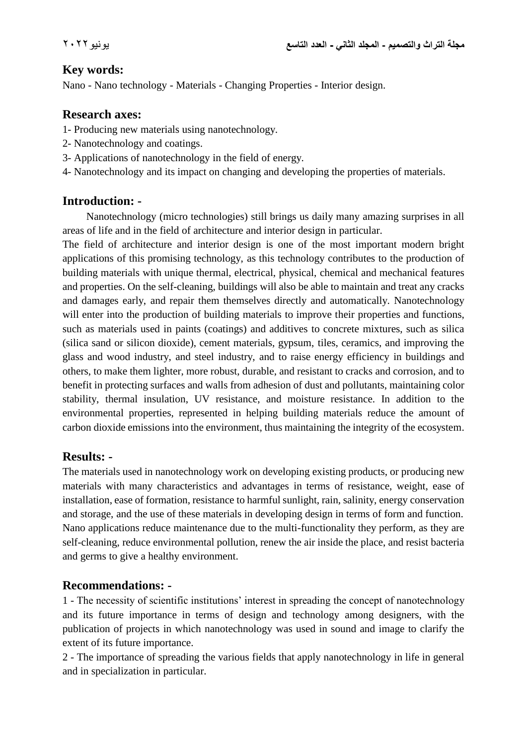## Key words:

Nano - Nano technology - Materials - Changing Properties - Interior design.

## Research axes:

1- Producing new materials using nanotechnology.
2- Nanotechnology and coatings.
3- Applications of nanotechnology in the field of energy.
4- Nanotechnology and its impact on changing and developing the properties of materials.

## Introduction: -

Nanotechnology (micro technologies) still brings us daily many amazing surprises in all areas of life and in the field of architecture and interior design in particular.

The field of architecture and interior design is one of the most important modern bright applications of this promising technology, as this technology contributes to the production of building materials with unique thermal, electrical, physical, chemical and mechanical features and properties. On the self-cleaning, buildings will also be able to maintain and treat any cracks and damages early, and repair them themselves directly and automatically. Nanotechnology will enter into the production of building materials to improve their properties and functions, such as materials used in paints (coatings) and additives to concrete mixtures, such as silica (silica sand or silicon dioxide), cement materials, gypsum, tiles, ceramics, and improving the glass and wood industry, and steel industry, and to raise energy efficiency in buildings and others, to make them lighter, more robust, durable, and resistant to cracks and corrosion, and to benefit in protecting surfaces and walls from adhesion of dust and pollutants, maintaining color stability, thermal insulation, UV resistance, and moisture resistance. In addition to the environmental properties, represented in helping building materials reduce the amount of carbon dioxide emissions into the environment, thus maintaining the integrity of the ecosystem.

## Results: -

The materials used in nanotechnology work on developing existing products, or producing new materials with many characteristics and advantages in terms of resistance, weight, ease of installation, ease of formation, resistance to harmful sunlight, rain, salinity, energy conservation and storage, and the use of these materials in developing design in terms of form and function. Nano applications reduce maintenance due to the multi-functionality they perform, as they are self-cleaning, reduce environmental pollution, renew the air inside the place, and resist bacteria and germs to give a healthy environment.

## Recommendations: -

1 - The necessity of scientific institutions' interest in spreading the concept of nanotechnology and its future importance in terms of design and technology among designers, with the publication of projects in which nanotechnology was used in sound and image to clarify the extent of its future importance.

2 - The importance of spreading the various fields that apply nanotechnology in life in general and in specialization in particular.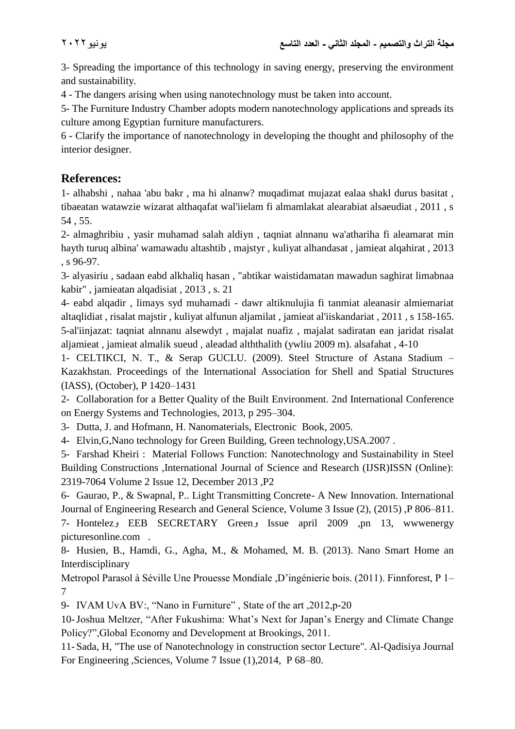3- Spreading the importance of this technology in saving energy, preserving the environment and sustainability.

4 - The dangers arising when using nanotechnology must be taken into account.

5- The Furniture Industry Chamber adopts modern nanotechnology applications and spreads its culture among Egyptian furniture manufacturers.

6 - Clarify the importance of nanotechnology in developing the thought and philosophy of the interior designer.

## References:

1- alhabshi , nahaa 'abu bakr , ma hi alnanw? muqadimat mujazat ealaa shakl durus basitat , tibaeatan watawzie wizarat althaqafat wal'iielam fi almamlakat alearabiat alsaeudiat , 2011 , s 54 , 55.

2- almaghribiu , yasir muhamad salah aldiyn , taqniat alnnanu wa'athariha fi aleamarat min hayth turuq albina' wamawadu altashtib , majstyr , kuliyat alhandasat , jamieat alqahirat , 2013 , s 96-97.

3- alyasiriu , sadaan eabd alkhaliq hasan , "abtikar waistidamatan mawadun saghirat limabnaa kabir" , jamieatan alqadisiat , 2013 , s. 21

4- eabd alqadir , limays syd muhamadi - dawr altiknulujia fi tanmiat aleanasir almiemariat altaqlidiat , risalat majstir , kuliyat alfunun aljamilat , jamieat al'iiskandariat , 2011 , s 158-165.

5-al'iinjazat: taqniat alnnanu alsewdyt , majalat nuafiz , majalat sadiratan ean jaridat risalat aljamieat , jamieat almalik sueud , aleadad alththalith (ywliu 2009 m). alsafahat , 4-10

1- CELTIKCI, N. T., & Serap GUCLU. (2009). Steel Structure of Astana Stadium – Kazakhstan. Proceedings of the International Association for Shell and Spatial Structures (IASS), (October), P 1420–1431

2- Collaboration for a Better Quality of the Built Environment. 2nd International Conference on Energy Systems and Technologies, 2013, p 295–304.

3- Dutta, J. and Hofmann, H. Nanomaterials, Electronic Book, 2005.

4- Elvin,G,Nano technology for Green Building, Green technology,USA.2007 .

5- Farshad Kheiri : Material Follows Function: Nanotechnology and Sustainability in Steel Building Constructions ,International Journal of Science and Research (IJSR)ISSN (Online): 2319-7064 Volume 2 Issue 12, December 2013 ,P2

6- Gaurao, P., & Swapnal, P.. Light Transmitting Concrete- A New Innovation. International Journal of Engineering Research and General Science, Volume 3 Issue (2), (2015) ,P 806–811.

7- Hontelezو EEB SECRETARY Greenو Issue april 2009 ,pn 13, wwwenergy picturesonline.com .

8- Husien, B., Hamdi, G., Agha, M., & Mohamed, M. B. (2013). Nano Smart Home an Interdisciplinary

Metropol Parasol à Séville Une Prouesse Mondiale ,D'ingénierie bois. (2011). Finnforest, P 1–7

9- IVAM UvA BV:, "Nano in Furniture" , State of the art ,2012,p-20

10- Joshua Meltzer, "After Fukushima: What's Next for Japan's Energy and Climate Change Policy?",Global Economy and Development at Brookings, 2011.

11- Sada, H, "The use of Nanotechnology in construction sector Lecture". Al-Qadisiya Journal For Engineering ,Sciences, Volume 7 Issue (1),2014, P 68–80.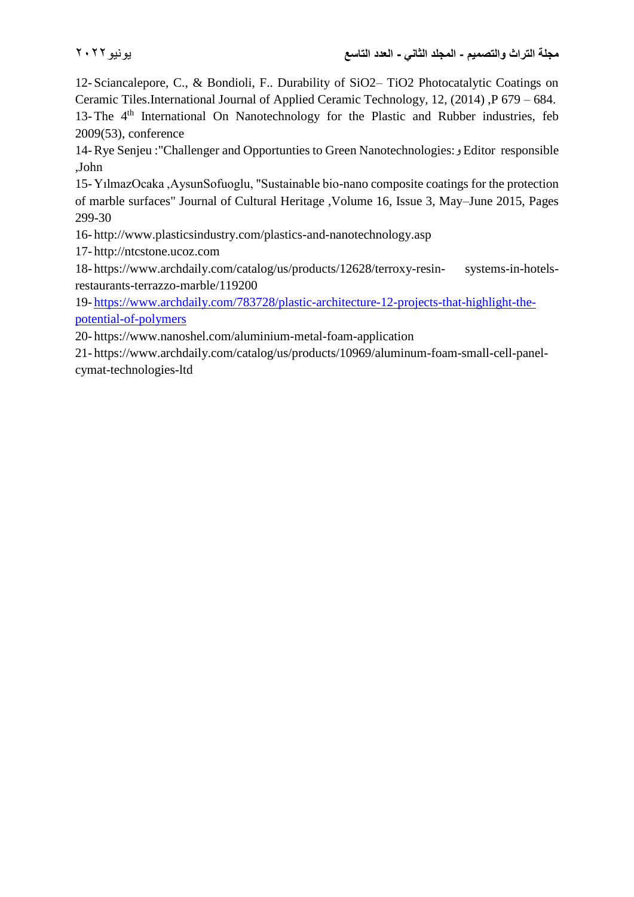12- Sciancalepore, C., & Bondioli, F.. Durability of SiO2– TiO2 Photocatalytic Coatings on Ceramic Tiles.International Journal of Applied Ceramic Technology, 12, (2014) ,P 679 – 684.

13- The 4th International On Nanotechnology for the Plastic and Rubber industries, feb 2009(53), conference

14- Rye Senjeu :"Challenger and Opportunties to Green Nanotechnologies: و Editor responsible ,John

15- YılmazOcaka ,AysunSofuoglu, "Sustainable bio-nano composite coatings for the protection of marble surfaces" Journal of Cultural Heritage ,Volume 16, Issue 3, May–June 2015, Pages 299-30

16- http://www.plasticsindustry.com/plastics-and-nanotechnology.asp

17- http://ntcstone.ucoz.com

18- https://www.archdaily.com/catalog/us/products/12628/terroxy-resin- systems-in-hotels-restaurants-terrazzo-marble/119200

19- https://www.archdaily.com/783728/plastic-architecture-12-projects-that-highlight-the-potential-of-polymers

20- https://www.nanoshel.com/aluminium-metal-foam-application

21- https://www.archdaily.com/catalog/us/products/10969/aluminum-foam-small-cell-panel-cymat-technologies-ltd